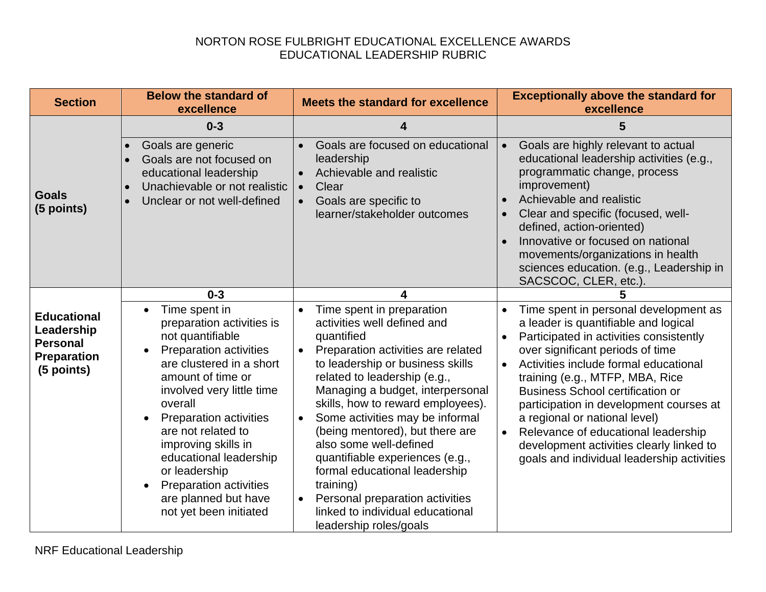# NORTON ROSE FULBRIGHT EDUCATIONAL EXCELLENCE AWARDS
## EDUCATIONAL LEADERSHIP RUBRIC

| Section | Below the standard of excellence | Meets the standard for excellence | Exceptionally above the standard for excellence |
|---|---|---|---|
| | **0-3** | **4** | **5** |
| **Goals (5 points)** | • Goals are generic<br>• Goals are not focused on educational leadership<br>• Unachievable or not realistic<br>• Unclear or not well-defined | • Goals are focused on educational leadership<br>• Achievable and realistic<br>• Clear<br>• Goals are specific to learner/stakeholder outcomes | • Goals are highly relevant to actual educational leadership activities (e.g., programmatic change, process improvement)<br>• Achievable and realistic<br>• Clear and specific (focused, well-defined, action-oriented)<br>• Innovative or focused on national movements/organizations in health sciences education. (e.g., Leadership in SACSCOC, CLER, etc.). |
| | **0-3** | **4** | **5** |
| **Educational Leadership Personal Preparation (5 points)** | • Time spent in preparation activities is not quantifiable<br>• Preparation activities are clustered in a short amount of time or involved very little time overall<br>• Preparation activities are not related to improving skills in educational leadership or leadership<br>• Preparation activities are planned but have not yet been initiated | • Time spent in preparation activities well defined and quantified<br>• Preparation activities are related to leadership or business skills related to leadership (e.g., Managing a budget, interpersonal skills, how to reward employees).<br>• Some activities may be informal (being mentored), but there are also some well-defined quantifiable experiences (e.g., formal educational leadership training)<br>• Personal preparation activities linked to individual educational leadership roles/goals | • Time spent in personal development as a leader is quantifiable and logical<br>• Participated in activities consistently over significant periods of time<br>• Activities include formal educational training (e.g., MTFP, MBA, Rice Business School certification or participation in development courses at a regional or national level)<br>• Relevance of educational leadership development activities clearly linked to goals and individual leadership activities |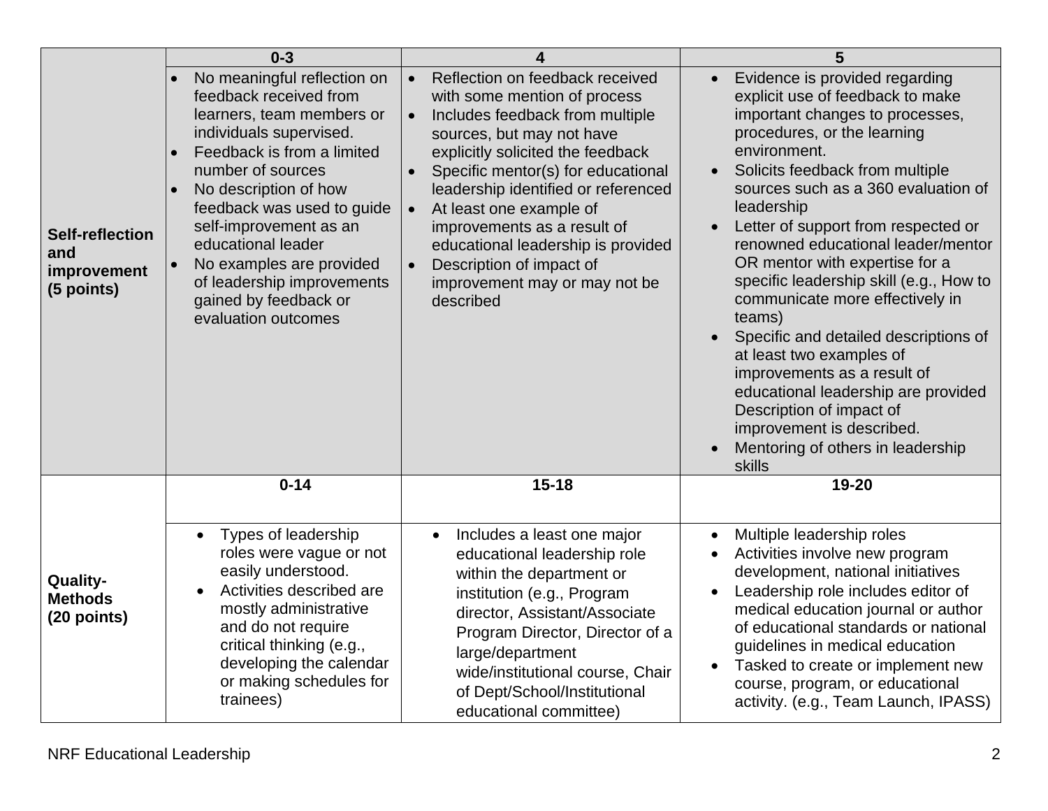| | 0-3 | 4 | 5 |
|---|---|---|---|
| **Self-reflection and improvement (5 points)** | • No meaningful reflection on feedback received from learners, team members or individuals supervised.<br>• Feedback is from a limited number of sources<br>• No description of how feedback was used to guide self-improvement as an educational leader<br>• No examples are provided of leadership improvements gained by feedback or evaluation outcomes | • Reflection on feedback received with some mention of process<br>• Includes feedback from multiple sources, but may not have explicitly solicited the feedback<br>• Specific mentor(s) for educational leadership identified or referenced<br>• At least one example of improvements as a result of educational leadership is provided<br>• Description of impact of improvement may or may not be described | • Evidence is provided regarding explicit use of feedback to make important changes to processes, procedures, or the learning environment.<br>• Solicits feedback from multiple sources such as a 360 evaluation of leadership<br>• Letter of support from respected or renowned educational leader/mentor OR mentor with expertise for a specific leadership skill (e.g., How to communicate more effectively in teams)<br>• Specific and detailed descriptions of at least two examples of improvements as a result of educational leadership are provided Description of impact of improvement is described.<br>• Mentoring of others in leadership skills |
| | **0-14** | **15-18** | **19-20** |
| **Quality-Methods (20 points)** | • Types of leadership roles were vague or not easily understood.<br>• Activities described are mostly administrative and do not require critical thinking (e.g., developing the calendar or making schedules for trainees) | • Includes a least one major educational leadership role within the department or institution (e.g., Program director, Assistant/Associate Program Director, Director of a large/department wide/institutional course, Chair of Dept/School/Institutional educational committee) | • Multiple leadership roles<br>• Activities involve new program development, national initiatives<br>• Leadership role includes editor of medical education journal or author of educational standards or national guidelines in medical education<br>• Tasked to create or implement new course, program, or educational activity. (e.g., Team Launch, IPASS) |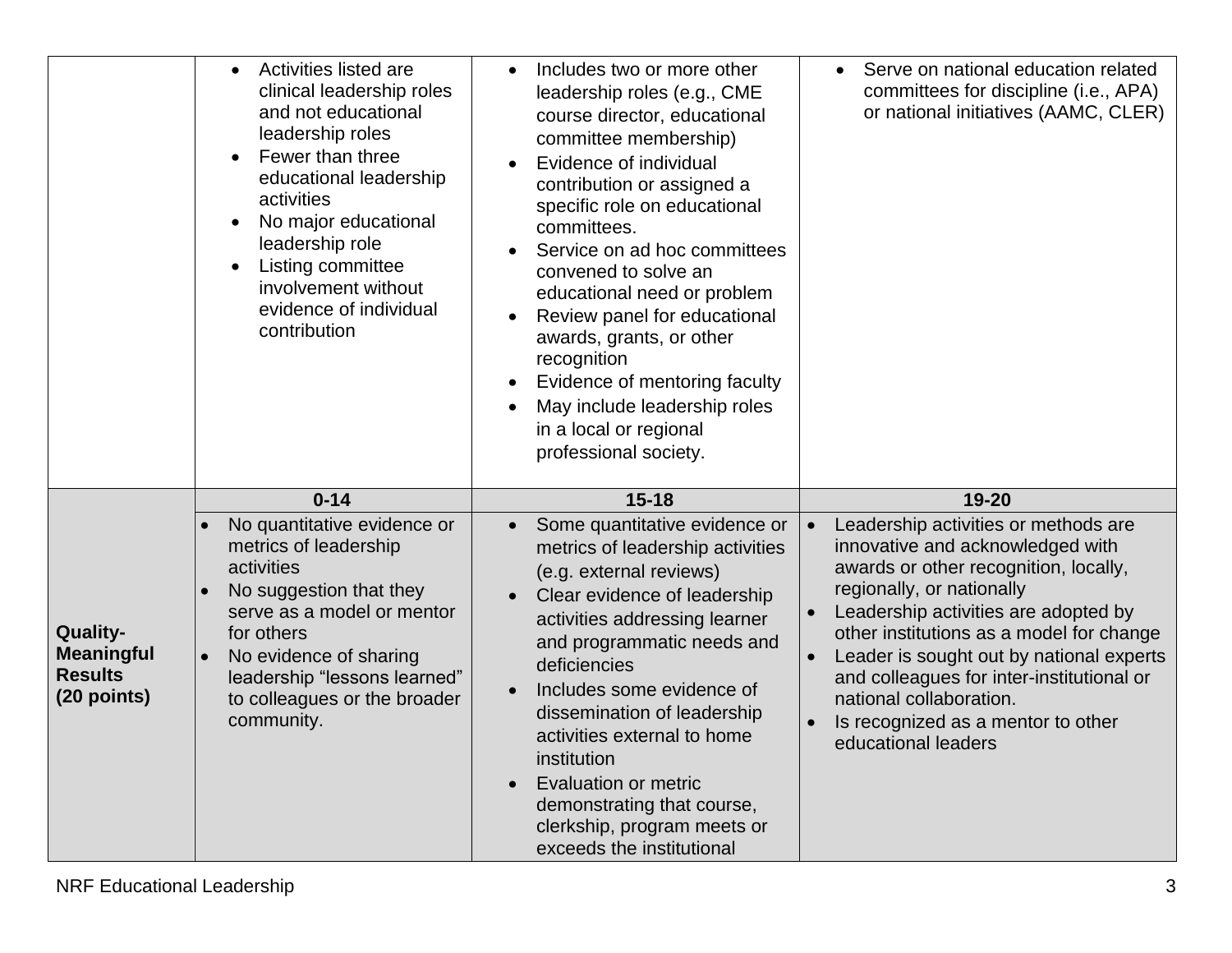| | | | |
|---|---|---|---|
| | • Activities listed are clinical leadership roles and not educational leadership roles<br>• Fewer than three educational leadership activities<br>• No major educational leadership role<br>• Listing committee involvement without evidence of individual contribution | • Includes two or more other leadership roles (e.g., CME course director, educational committee membership)<br>• Evidence of individual contribution or assigned a specific role on educational committees.<br>• Service on ad hoc committees convened to solve an educational need or problem<br>• Review panel for educational awards, grants, or other recognition<br>• Evidence of mentoring faculty<br>• May include leadership roles in a local or regional professional society. | • Serve on national education related committees for discipline (i.e., APA) or national initiatives (AAMC, CLER) |
| | **0-14** | **15-18** | **19-20** |
| **Quality-Meaningful Results (20 points)** | • No quantitative evidence or metrics of leadership activities<br>• No suggestion that they serve as a model or mentor for others<br>• No evidence of sharing leadership "lessons learned" to colleagues or the broader community. | • Some quantitative evidence or metrics of leadership activities (e.g. external reviews)<br>• Clear evidence of leadership activities addressing learner and programmatic needs and deficiencies<br>• Includes some evidence of dissemination of leadership activities external to home institution<br>• Evaluation or metric demonstrating that course, clerkship, program meets or exceeds the institutional | • Leadership activities or methods are innovative and acknowledged with awards or other recognition, locally, regionally, or nationally<br>• Leadership activities are adopted by other institutions as a model for change<br>• Leader is sought out by national experts and colleagues for inter-institutional or national collaboration.<br>• Is recognized as a mentor to other educational leaders |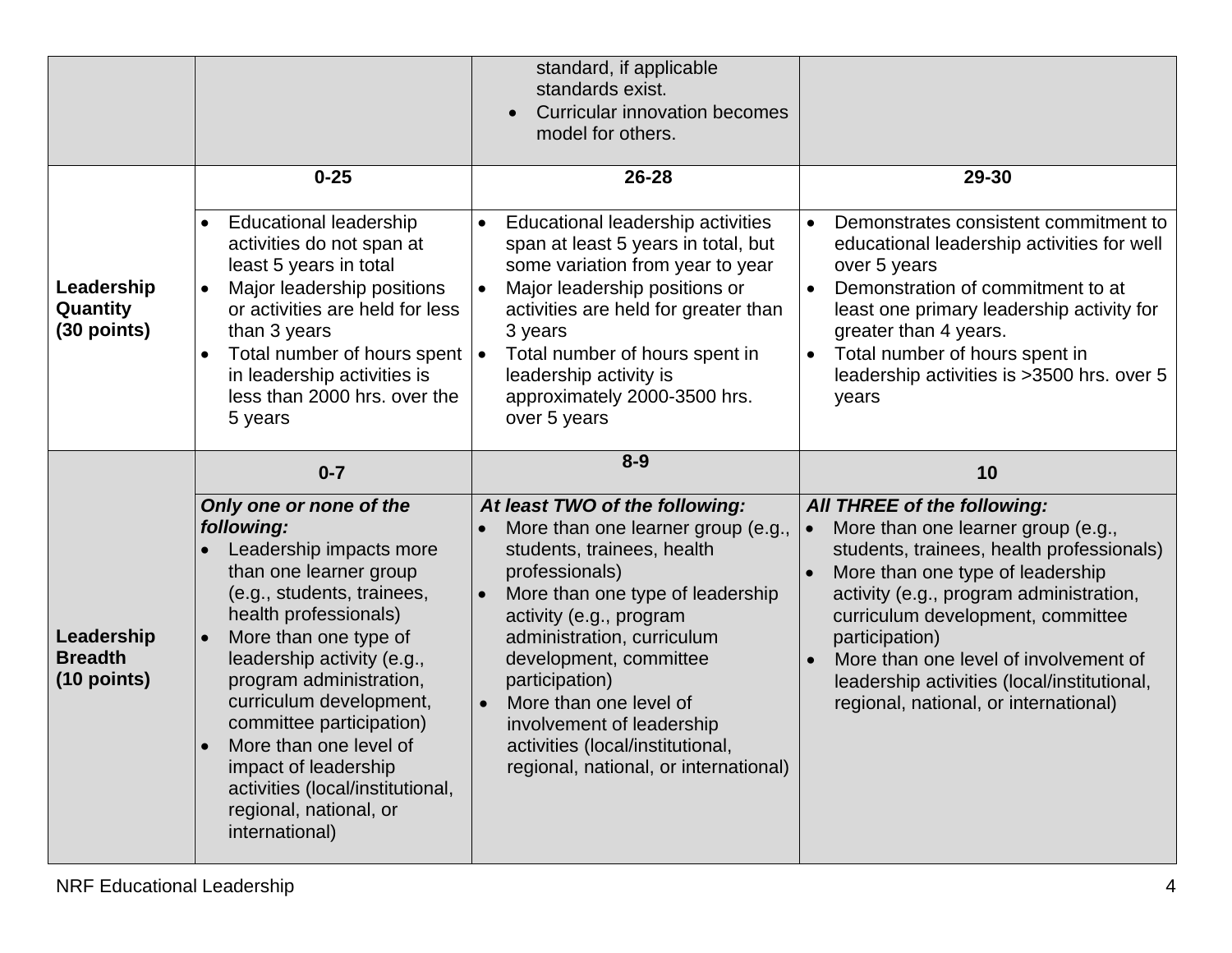| | | | |
|---|---|---|---|
| | | • standard, if applicable standards exist.<br>• Curricular innovation becomes model for others. | |
| | **0-25** | **26-28** | **29-30** |
| **Leadership Quantity (30 points)** | • Educational leadership activities do not span at least 5 years in total<br>• Major leadership positions or activities are held for less than 3 years<br>• Total number of hours spent in leadership activities is less than 2000 hrs. over the 5 years | • Educational leadership activities span at least 5 years in total, but some variation from year to year<br>• Major leadership positions or activities are held for greater than 3 years<br>• Total number of hours spent in leadership activity is approximately 2000-3500 hrs. over 5 years | • Demonstrates consistent commitment to educational leadership activities for well over 5 years<br>• Demonstration of commitment to at least one primary leadership activity for greater than 4 years.<br>• Total number of hours spent in leadership activities is >3500 hrs. over 5 years |
| | **0-7** | **8-9** | **10** |
| **Leadership Breadth (10 points)** | ***Only one or none of the following:***<br>• Leadership impacts more than one learner group (e.g., students, trainees, health professionals)<br>• More than one type of leadership activity (e.g., program administration, curriculum development, committee participation)<br>• More than one level of impact of leadership activities (local/institutional, regional, national, or international) | ***At least TWO of the following:***<br>• More than one learner group (e.g., students, trainees, health professionals)<br>• More than one type of leadership activity (e.g., program administration, curriculum development, committee participation)<br>• More than one level of involvement of leadership activities (local/institutional, regional, national, or international) | ***All THREE of the following:***<br>• More than one learner group (e.g., students, trainees, health professionals)<br>• More than one type of leadership activity (e.g., program administration, curriculum development, committee participation)<br>• More than one level of involvement of leadership activities (local/institutional, regional, national, or international) |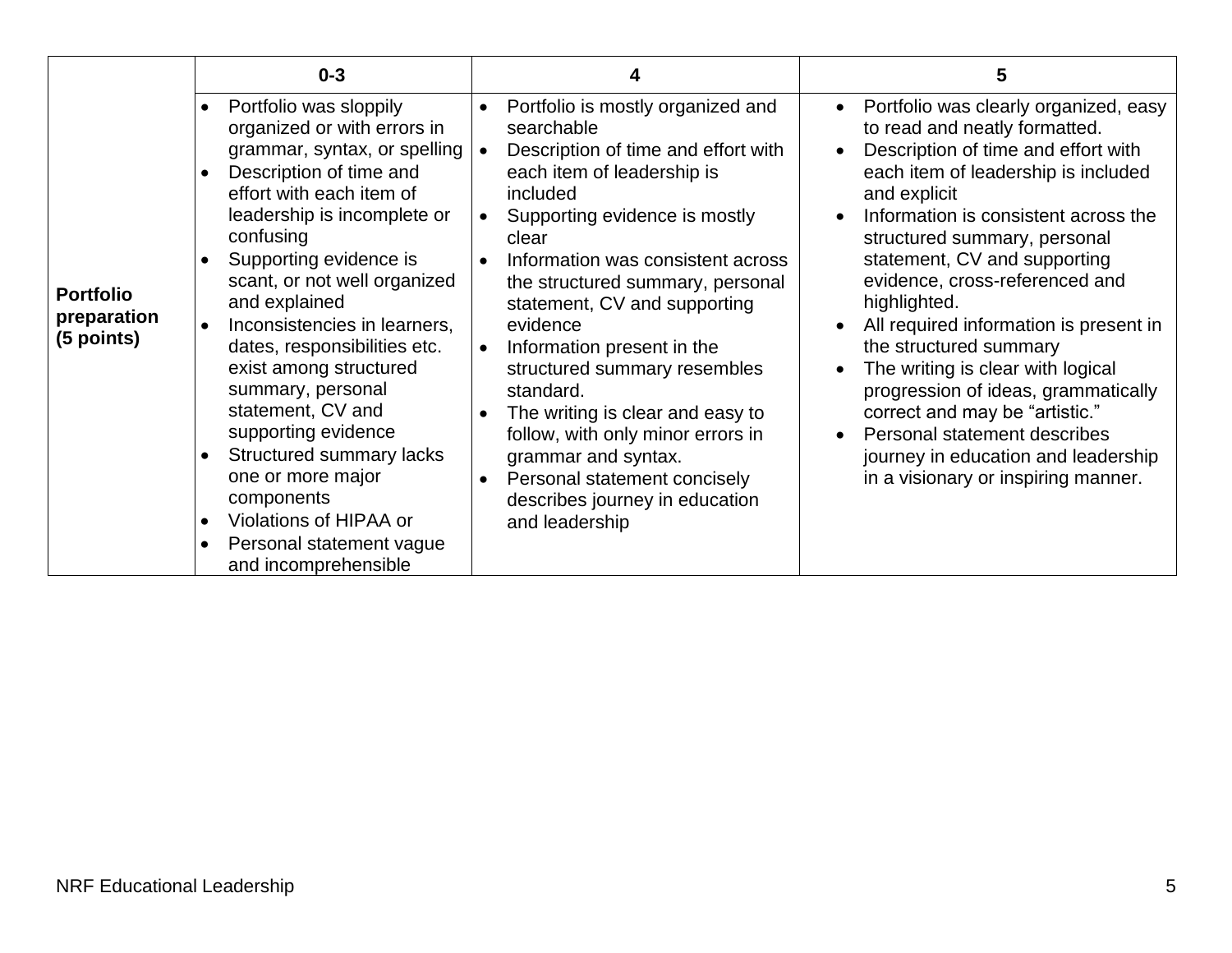| | 0-3 | 4 | 5 |
|---|---|---|---|
| **Portfolio preparation (5 points)** | • Portfolio was sloppily organized or with errors in grammar, syntax, or spelling<br>• Description of time and effort with each item of leadership is incomplete or confusing<br>• Supporting evidence is scant, or not well organized and explained<br>• Inconsistencies in learners, dates, responsibilities etc. exist among structured summary, personal statement, CV and supporting evidence<br>• Structured summary lacks one or more major components<br>• Violations of HIPAA or<br>• Personal statement vague and incomprehensible | • Portfolio is mostly organized and searchable<br>• Description of time and effort with each item of leadership is included<br>• Supporting evidence is mostly clear<br>• Information was consistent across the structured summary, personal statement, CV and supporting evidence<br>• Information present in the structured summary resembles standard.<br>• The writing is clear and easy to follow, with only minor errors in grammar and syntax.<br>• Personal statement concisely describes journey in education and leadership | • Portfolio was clearly organized, easy to read and neatly formatted.<br>• Description of time and effort with each item of leadership is included and explicit<br>• Information is consistent across the structured summary, personal statement, CV and supporting evidence, cross-referenced and highlighted.<br>• All required information is present in the structured summary<br>• The writing is clear with logical progression of ideas, grammatically correct and may be "artistic."<br>• Personal statement describes journey in education and leadership in a visionary or inspiring manner. |